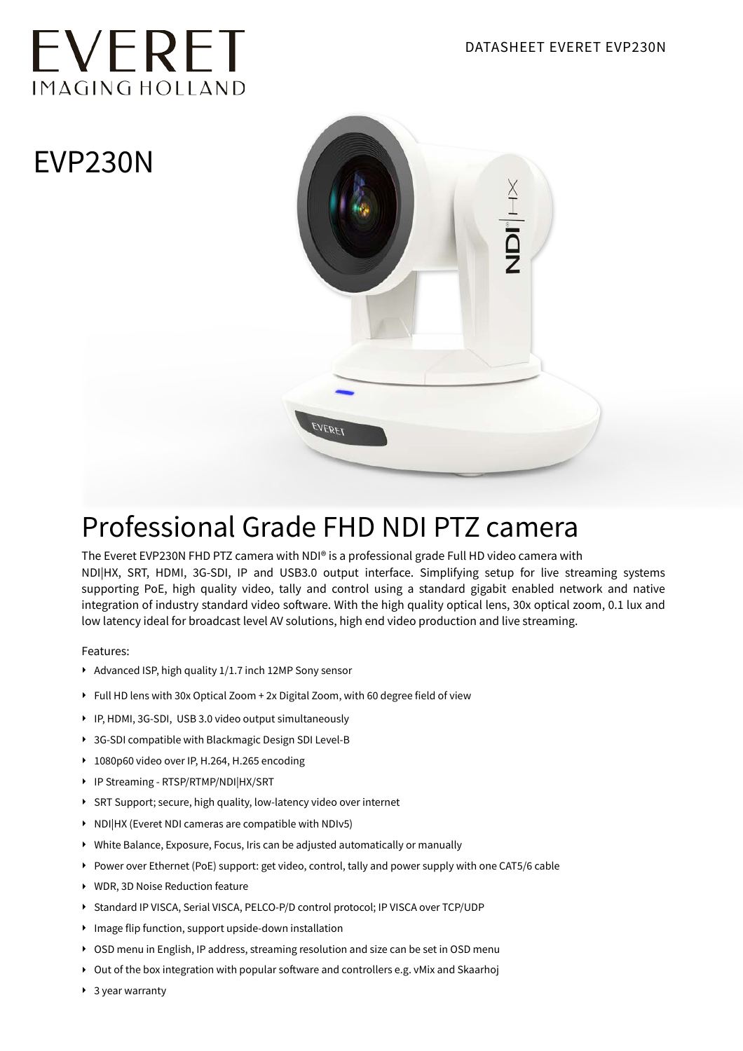# EVERET
IMAGING HOLLAND

DATASHEET EVERET EVP230N

# EVP230N

## Professional Grade FHD NDI PTZ camera

The Everet EVP230N FHD PTZ camera with NDI® is a professional grade Full HD video camera with NDI|HX, SRT, HDMI, 3G-SDI, IP and USB3.0 output interface. Simplifying setup for live streaming systems supporting PoE, high quality video, tally and control using a standard gigabit enabled network and native integration of industry standard video software. With the high quality optical lens, 30x optical zoom, 0.1 lux and low latency ideal for broadcast level AV solutions, high end video production and live streaming.

Features:

- Advanced ISP, high quality 1/1.7 inch 12MP Sony sensor
- Full HD lens with 30x Optical Zoom + 2x Digital Zoom, with 60 degree field of view
- IP, HDMI, 3G-SDI, USB 3.0 video output simultaneously
- 3G-SDI compatible with Blackmagic Design SDI Level-B
- 1080p60 video over IP, H.264, H.265 encoding
- IP Streaming - RTSP/RTMP/NDI|HX/SRT
- SRT Support; secure, high quality, low-latency video over internet
- NDI|HX (Everet NDI cameras are compatible with NDIv5)
- White Balance, Exposure, Focus, Iris can be adjusted automatically or manually
- Power over Ethernet (PoE) support: get video, control, tally and power supply with one CAT5/6 cable
- WDR, 3D Noise Reduction feature
- Standard IP VISCA, Serial VISCA, PELCO-P/D control protocol; IP VISCA over TCP/UDP
- Image flip function, support upside-down installation
- OSD menu in English, IP address, streaming resolution and size can be set in OSD menu
- Out of the box integration with popular software and controllers e.g. vMix and Skaarhoj
- 3 year warranty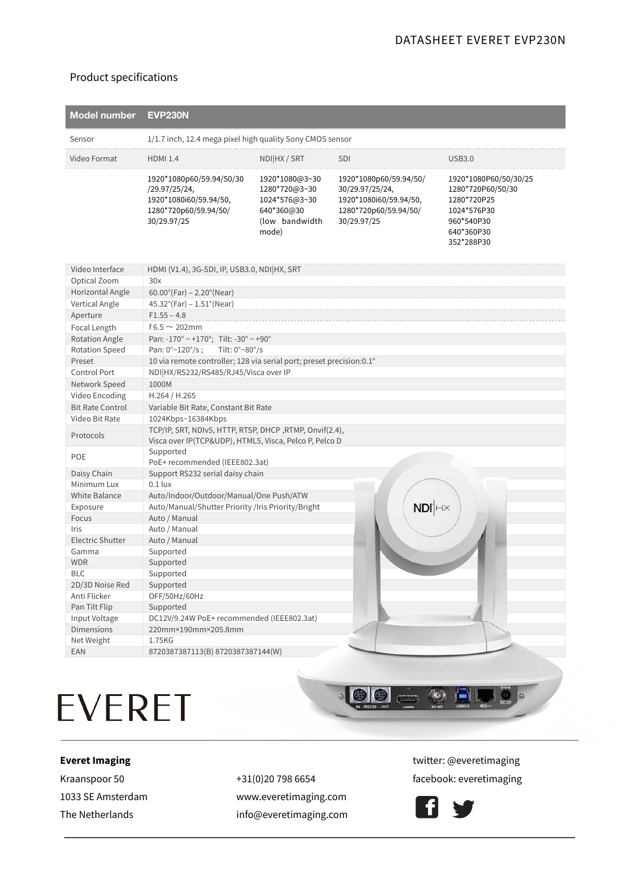## Product specifications

| Model number | EVP230N | | | |
|---|---|---|---|---|
| Sensor | 1/1.7 inch, 12.4 mega pixel high quality Sony CMOS sensor | | | |
| Video Format | HDMI 1.4 | NDI\|HX / SRT | SDI | USB3.0 |
| | 1920*1080p60/59.94/50/30/29.97/25/24, 1920*1080i60/59.94/50, 1280*720p60/59.94/50/30/29.97/25 | 1920*1080@3~30 1280*720@3~30 1024*576@3~30 640*360@30 (low bandwidth mode) | 1920*1080p60/59.94/50/30/29.97/25/24, 1920*1080i60/59.94/50, 1280*720p60/59.94/50/30/29.97/25 | 1920*1080P60/50/30/25 1280*720P60/50/30 1280*720P25 1024*576P30 960*540P30 640*360P30 352*288P30 |

| | |
|---|---|
| Video Interface | HDMI (V1.4), 3G-SDI, IP, USB3.0, NDI\|HX, SRT |
| Optical Zoom | 30x |
| Horizontal Angle | 60.00°(Far) – 2.20°(Near) |
| Vertical Angle | 45.32°(Far) – 1.51°(Near) |
| Aperture | F1.55 – 4.8 |
| Focal Length | f 6.5 ～ 202mm |
| Rotation Angle | Pan: -170° ~ +170°; Tilt: -30° ~ +90° |
| Rotation Speed | Pan: 0°~120°/s ; Tilt: 0°~80°/s |
| Preset | 10 via remote controller; 128 via serial port; preset precision:0.1° |
| Control Port | NDI\|HX/RS232/RS485/RJ45/Visca over IP |
| Network Speed | 1000M |
| Video Encoding | H.264 / H.265 |
| Bit Rate Control | Variable Bit Rate, Constant Bit Rate |
| Video Bit Rate | 1024Kbps~16384Kbps |
| Protocols | TCP/IP, SRT, NDIv5, HTTP, RTSP, DHCP ,RTMP, Onvif(2.4), Visca over IP(TCP&UDP), HTML5, Visca, Pelco P, Pelco D |
| POE | Supported PoE+ recommended (IEEE802.3at) |
| Daisy Chain | Support RS232 serial daisy chain |
| Minimum Lux | 0.1 lux |
| White Balance | Auto/Indoor/Outdoor/Manual/One Push/ATW |
| Exposure | Auto/Manual/Shutter Priority /Iris Priority/Bright |
| Focus | Auto / Manual |
| Iris | Auto / Manual |
| Electric Shutter | Auto / Manual |
| Gamma | Supported |
| WDR | Supported |
| BLC | Supported |
| 2D/3D Noise Red | Supported |
| Anti Flicker | OFF/50Hz/60Hz |
| Pan Tilt Flip | Supported |
| Input Voltage | DC12V/9.24W PoE+ recommended (IEEE802.3at) |
| Dimensions | 220mm×190mm×205.8mm |
| Net Weight | 1.75KG |
| EAN | 8720387387113(B) 8720387387144(W) |

EVERET

**Everet Imaging**
Kraanspoor 50
1033 SE Amsterdam
The Netherlands

+31(0)20 798 6654
www.everetimaging.com
info@everetimaging.com

twitter: @everetimaging
facebook: everetimaging